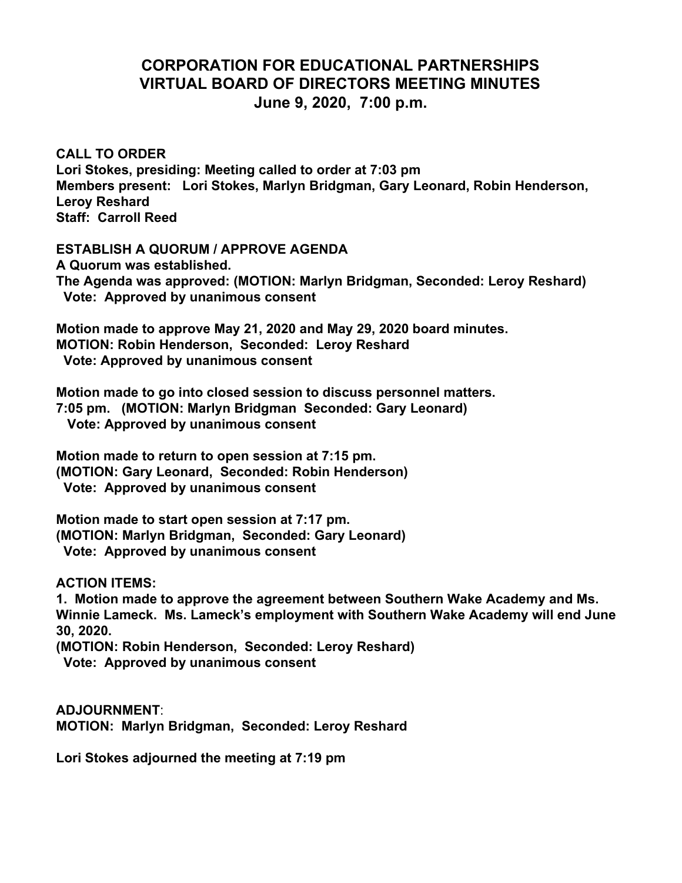# CORPORATION FOR EDUCATIONAL PARTNERSHIPS
# VIRTUAL BOARD OF DIRECTORS MEETING MINUTES
## June 9, 2020, 7:00 p.m.

**CALL TO ORDER**
**Lori Stokes, presiding: Meeting called to order at 7:03 pm**
**Members present: Lori Stokes, Marlyn Bridgman, Gary Leonard, Robin Henderson, Leroy Reshard**
**Staff: Carroll Reed**

**ESTABLISH A QUORUM / APPROVE AGENDA**
**A Quorum was established.**
**The Agenda was approved: (MOTION: Marlyn Bridgman, Seconded: Leroy Reshard)**
**Vote: Approved by unanimous consent**

**Motion made to approve May 21, 2020 and May 29, 2020 board minutes.**
**MOTION: Robin Henderson, Seconded: Leroy Reshard**
**Vote: Approved by unanimous consent**

**Motion made to go into closed session to discuss personnel matters.**
**7:05 pm. (MOTION: Marlyn Bridgman Seconded: Gary Leonard)**
**Vote: Approved by unanimous consent**

**Motion made to return to open session at 7:15 pm.**
**(MOTION: Gary Leonard, Seconded: Robin Henderson)**
**Vote: Approved by unanimous consent**

**Motion made to start open session at 7:17 pm.**
**(MOTION: Marlyn Bridgman, Seconded: Gary Leonard)**
**Vote: Approved by unanimous consent**

**ACTION ITEMS:**

**1. Motion made to approve the agreement between Southern Wake Academy and Ms. Winnie Lameck. Ms. Lameck's employment with Southern Wake Academy will end June 30, 2020.**
**(MOTION: Robin Henderson, Seconded: Leroy Reshard)**
**Vote: Approved by unanimous consent**

**ADJOURNMENT**:
**MOTION: Marlyn Bridgman, Seconded: Leroy Reshard**

**Lori Stokes adjourned the meeting at 7:19 pm**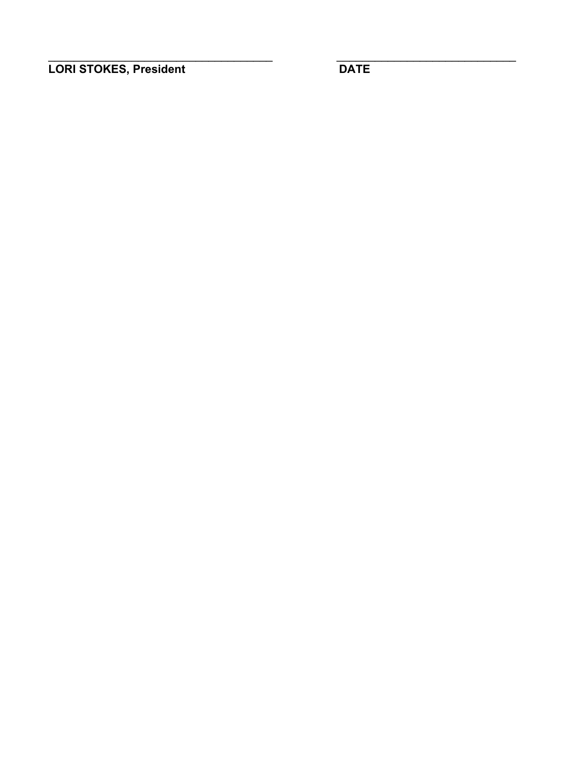_________________________________________ _______________________________

**LORI STOKES, President** **DATE**